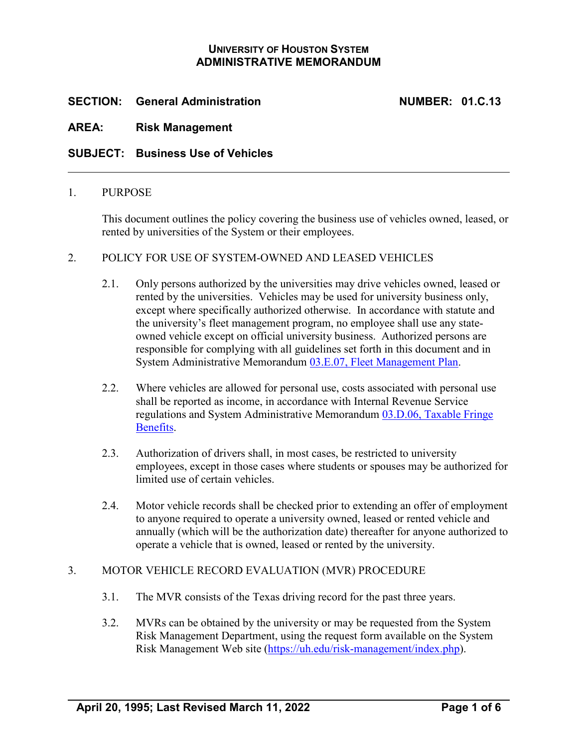**UNIVERSITY OF HOUSTON SYSTEM**
**ADMINISTRATIVE MEMORANDUM**

**SECTION:** **General Administration** **NUMBER:** **01.C.13**

**AREA:** **Risk Management**

**SUBJECT:** **Business Use of Vehicles**

---

1. PURPOSE

   This document outlines the policy covering the business use of vehicles owned, leased, or rented by universities of the System or their employees.

2. POLICY FOR USE OF SYSTEM-OWNED AND LEASED VEHICLES

   2.1. Only persons authorized by the universities may drive vehicles owned, leased or rented by the universities. Vehicles may be used for university business only, except where specifically authorized otherwise. In accordance with statute and the university's fleet management program, no employee shall use any state-owned vehicle except on official university business. Authorized persons are responsible for complying with all guidelines set forth in this document and in System Administrative Memorandum [03.E.07, Fleet Management Plan](03.E.07, Fleet Management Plan).

   2.2. Where vehicles are allowed for personal use, costs associated with personal use shall be reported as income, in accordance with Internal Revenue Service regulations and System Administrative Memorandum [03.D.06, Taxable Fringe Benefits](03.D.06, Taxable Fringe Benefits).

   2.3. Authorization of drivers shall, in most cases, be restricted to university employees, except in those cases where students or spouses may be authorized for limited use of certain vehicles.

   2.4. Motor vehicle records shall be checked prior to extending an offer of employment to anyone required to operate a university owned, leased or rented vehicle and annually (which will be the authorization date) thereafter for anyone authorized to operate a vehicle that is owned, leased or rented by the university.

3. MOTOR VEHICLE RECORD EVALUATION (MVR) PROCEDURE

   3.1. The MVR consists of the Texas driving record for the past three years.

   3.2. MVRs can be obtained by the university or may be requested from the System Risk Management Department, using the request form available on the System Risk Management Web site (https://uh.edu/risk-management/index.php).

April 20, 1995; Last Revised March 11, 2022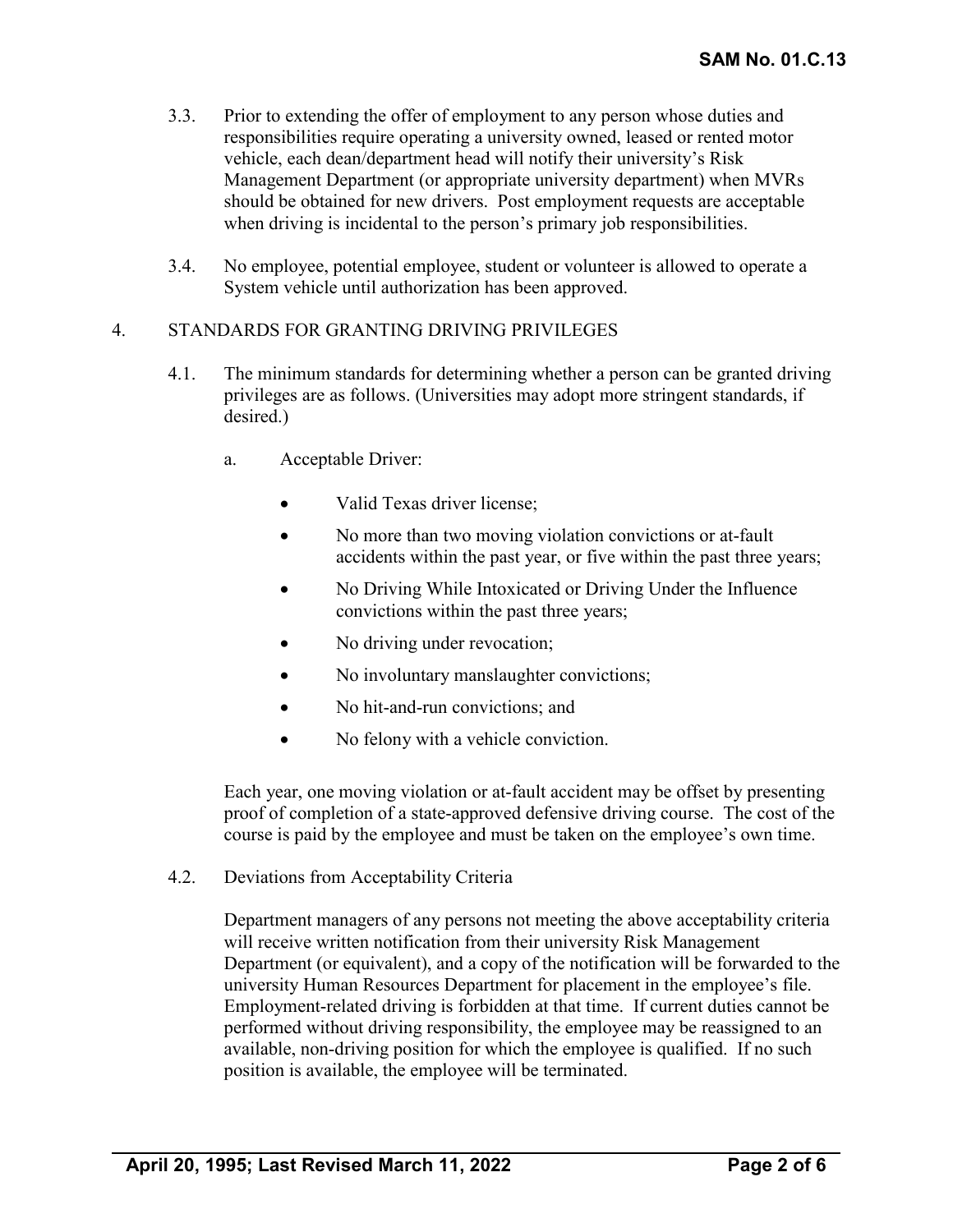3.3. Prior to extending the offer of employment to any person whose duties and responsibilities require operating a university owned, leased or rented motor vehicle, each dean/department head will notify their university's Risk Management Department (or appropriate university department) when MVRs should be obtained for new drivers. Post employment requests are acceptable when driving is incidental to the person's primary job responsibilities.

3.4. No employee, potential employee, student or volunteer is allowed to operate a System vehicle until authorization has been approved.

## 4. STANDARDS FOR GRANTING DRIVING PRIVILEGES

4.1. The minimum standards for determining whether a person can be granted driving privileges are as follows. (Universities may adopt more stringent standards, if desired.)

a. Acceptable Driver:

- Valid Texas driver license;
- No more than two moving violation convictions or at-fault accidents within the past year, or five within the past three years;
- No Driving While Intoxicated or Driving Under the Influence convictions within the past three years;
- No driving under revocation;
- No involuntary manslaughter convictions;
- No hit-and-run convictions; and
- No felony with a vehicle conviction.

Each year, one moving violation or at-fault accident may be offset by presenting proof of completion of a state-approved defensive driving course. The cost of the course is paid by the employee and must be taken on the employee's own time.

4.2. Deviations from Acceptability Criteria

Department managers of any persons not meeting the above acceptability criteria will receive written notification from their university Risk Management Department (or equivalent), and a copy of the notification will be forwarded to the university Human Resources Department for placement in the employee's file. Employment-related driving is forbidden at that time. If current duties cannot be performed without driving responsibility, the employee may be reassigned to an available, non-driving position for which the employee is qualified. If no such position is available, the employee will be terminated.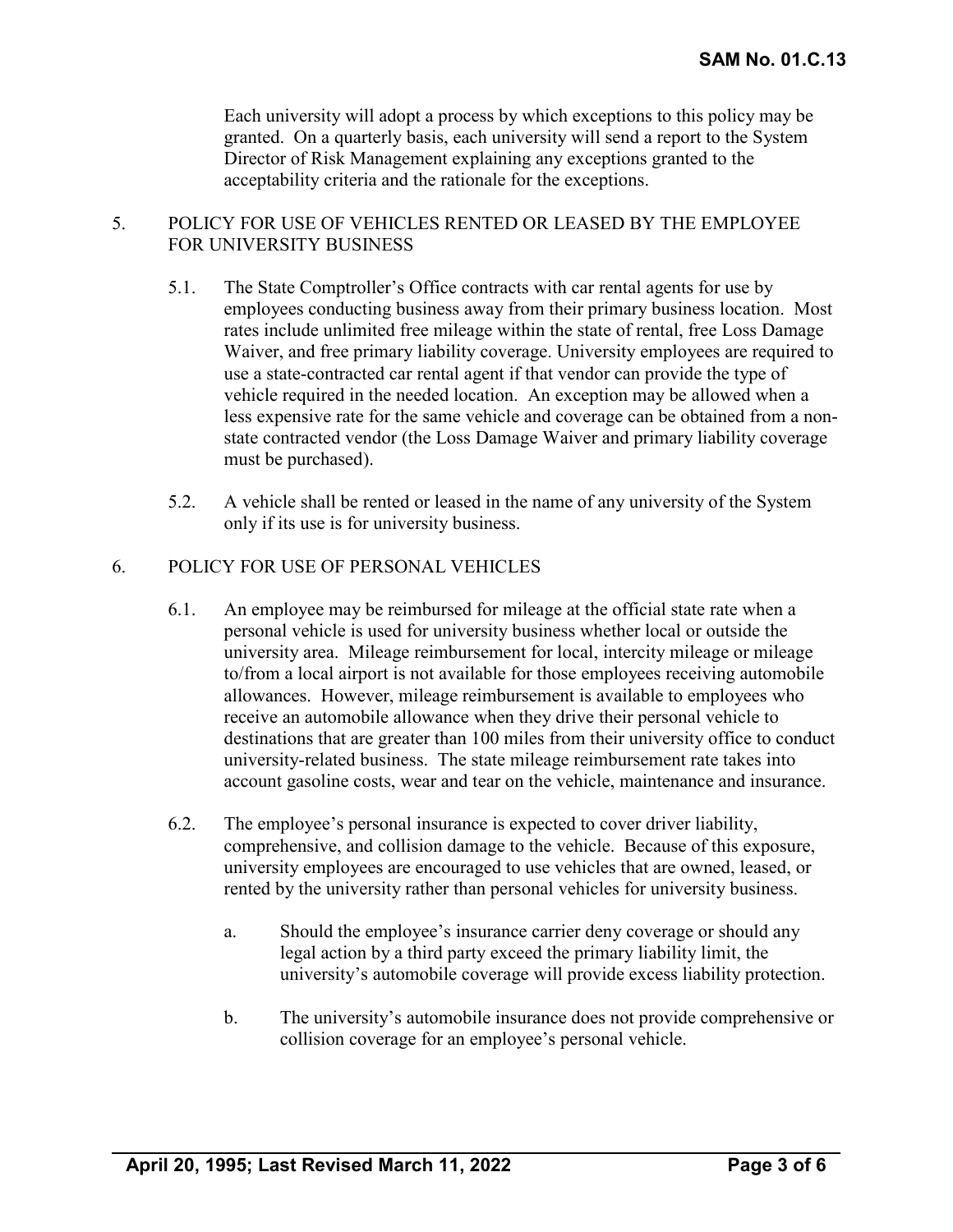Each university will adopt a process by which exceptions to this policy may be granted. On a quarterly basis, each university will send a report to the System Director of Risk Management explaining any exceptions granted to the acceptability criteria and the rationale for the exceptions.

## 5. POLICY FOR USE OF VEHICLES RENTED OR LEASED BY THE EMPLOYEE FOR UNIVERSITY BUSINESS

5.1. The State Comptroller's Office contracts with car rental agents for use by employees conducting business away from their primary business location. Most rates include unlimited free mileage within the state of rental, free Loss Damage Waiver, and free primary liability coverage. University employees are required to use a state-contracted car rental agent if that vendor can provide the type of vehicle required in the needed location. An exception may be allowed when a less expensive rate for the same vehicle and coverage can be obtained from a non-state contracted vendor (the Loss Damage Waiver and primary liability coverage must be purchased).

5.2. A vehicle shall be rented or leased in the name of any university of the System only if its use is for university business.

## 6. POLICY FOR USE OF PERSONAL VEHICLES

6.1. An employee may be reimbursed for mileage at the official state rate when a personal vehicle is used for university business whether local or outside the university area. Mileage reimbursement for local, intercity mileage or mileage to/from a local airport is not available for those employees receiving automobile allowances. However, mileage reimbursement is available to employees who receive an automobile allowance when they drive their personal vehicle to destinations that are greater than 100 miles from their university office to conduct university-related business. The state mileage reimbursement rate takes into account gasoline costs, wear and tear on the vehicle, maintenance and insurance.

6.2. The employee's personal insurance is expected to cover driver liability, comprehensive, and collision damage to the vehicle. Because of this exposure, university employees are encouraged to use vehicles that are owned, leased, or rented by the university rather than personal vehicles for university business.

a. Should the employee's insurance carrier deny coverage or should any legal action by a third party exceed the primary liability limit, the university's automobile coverage will provide excess liability protection.

b. The university's automobile insurance does not provide comprehensive or collision coverage for an employee's personal vehicle.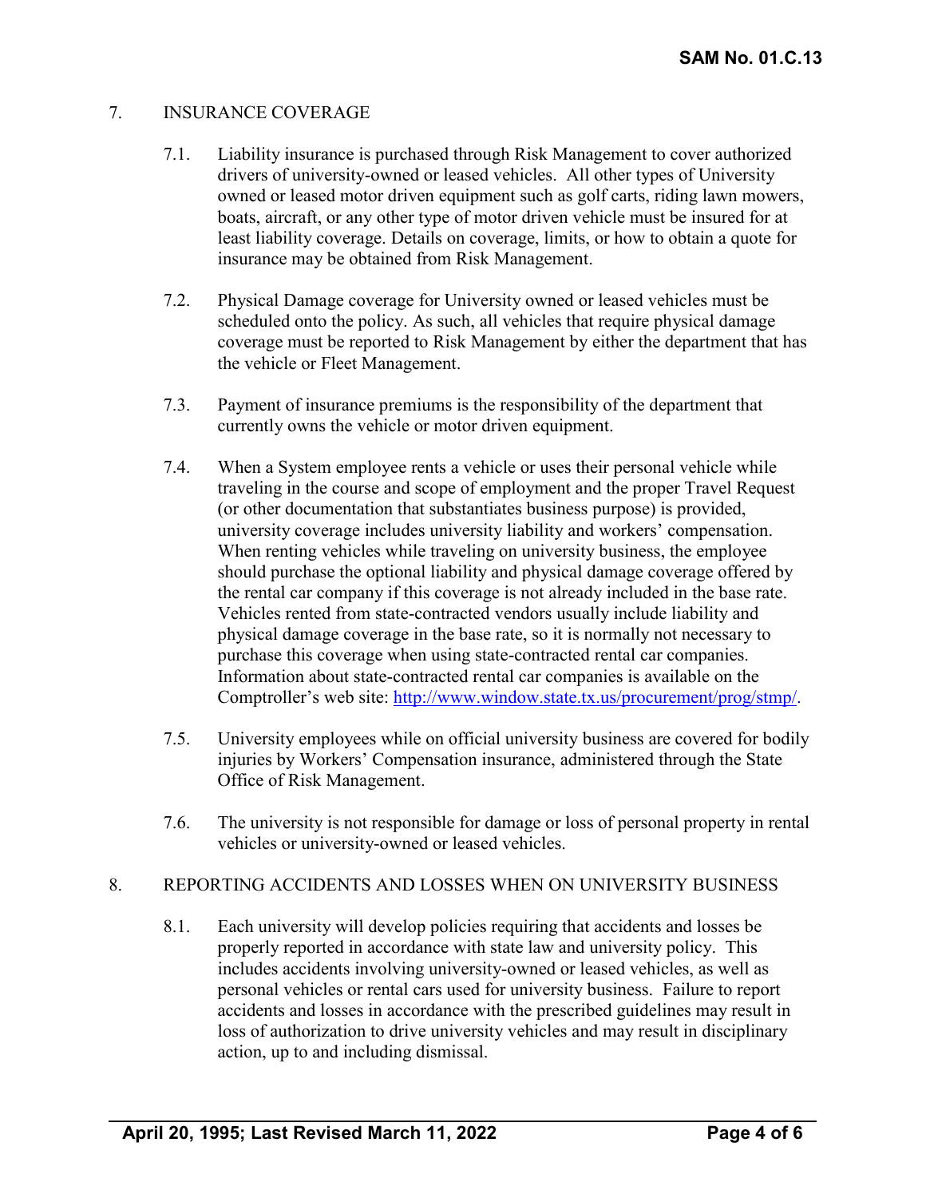## 7. INSURANCE COVERAGE

7.1. Liability insurance is purchased through Risk Management to cover authorized drivers of university-owned or leased vehicles. All other types of University owned or leased motor driven equipment such as golf carts, riding lawn mowers, boats, aircraft, or any other type of motor driven vehicle must be insured for at least liability coverage. Details on coverage, limits, or how to obtain a quote for insurance may be obtained from Risk Management.

7.2. Physical Damage coverage for University owned or leased vehicles must be scheduled onto the policy. As such, all vehicles that require physical damage coverage must be reported to Risk Management by either the department that has the vehicle or Fleet Management.

7.3. Payment of insurance premiums is the responsibility of the department that currently owns the vehicle or motor driven equipment.

7.4. When a System employee rents a vehicle or uses their personal vehicle while traveling in the course and scope of employment and the proper Travel Request (or other documentation that substantiates business purpose) is provided, university coverage includes university liability and workers' compensation. When renting vehicles while traveling on university business, the employee should purchase the optional liability and physical damage coverage offered by the rental car company if this coverage is not already included in the base rate. Vehicles rented from state-contracted vendors usually include liability and physical damage coverage in the base rate, so it is normally not necessary to purchase this coverage when using state-contracted rental car companies. Information about state-contracted rental car companies is available on the Comptroller's web site: [http://www.window.state.tx.us/procurement/prog/stmp/](http://www.window.state.tx.us/procurement/prog/stmp/).

7.5. University employees while on official university business are covered for bodily injuries by Workers' Compensation insurance, administered through the State Office of Risk Management.

7.6. The university is not responsible for damage or loss of personal property in rental vehicles or university-owned or leased vehicles.

## 8. REPORTING ACCIDENTS AND LOSSES WHEN ON UNIVERSITY BUSINESS

8.1. Each university will develop policies requiring that accidents and losses be properly reported in accordance with state law and university policy. This includes accidents involving university-owned or leased vehicles, as well as personal vehicles or rental cars used for university business. Failure to report accidents and losses in accordance with the prescribed guidelines may result in loss of authorization to drive university vehicles and may result in disciplinary action, up to and including dismissal.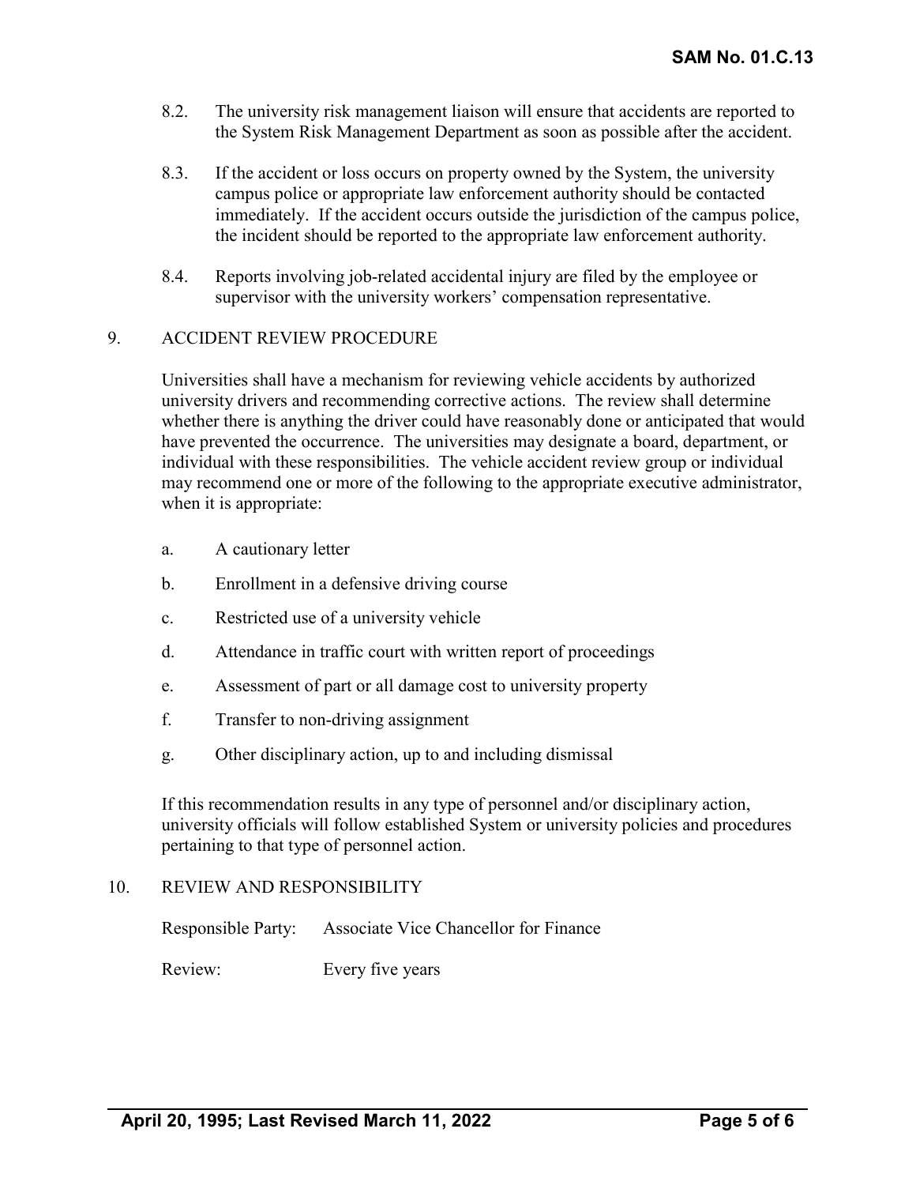8.2. The university risk management liaison will ensure that accidents are reported to the System Risk Management Department as soon as possible after the accident.

8.3. If the accident or loss occurs on property owned by the System, the university campus police or appropriate law enforcement authority should be contacted immediately. If the accident occurs outside the jurisdiction of the campus police, the incident should be reported to the appropriate law enforcement authority.

8.4. Reports involving job-related accidental injury are filed by the employee or supervisor with the university workers' compensation representative.

## 9. ACCIDENT REVIEW PROCEDURE

Universities shall have a mechanism for reviewing vehicle accidents by authorized university drivers and recommending corrective actions. The review shall determine whether there is anything the driver could have reasonably done or anticipated that would have prevented the occurrence. The universities may designate a board, department, or individual with these responsibilities. The vehicle accident review group or individual may recommend one or more of the following to the appropriate executive administrator, when it is appropriate:

a. A cautionary letter

b. Enrollment in a defensive driving course

c. Restricted use of a university vehicle

d. Attendance in traffic court with written report of proceedings

e. Assessment of part or all damage cost to university property

f. Transfer to non-driving assignment

g. Other disciplinary action, up to and including dismissal

If this recommendation results in any type of personnel and/or disciplinary action, university officials will follow established System or university policies and procedures pertaining to that type of personnel action.

## 10. REVIEW AND RESPONSIBILITY

Responsible Party: Associate Vice Chancellor for Finance

Review: Every five years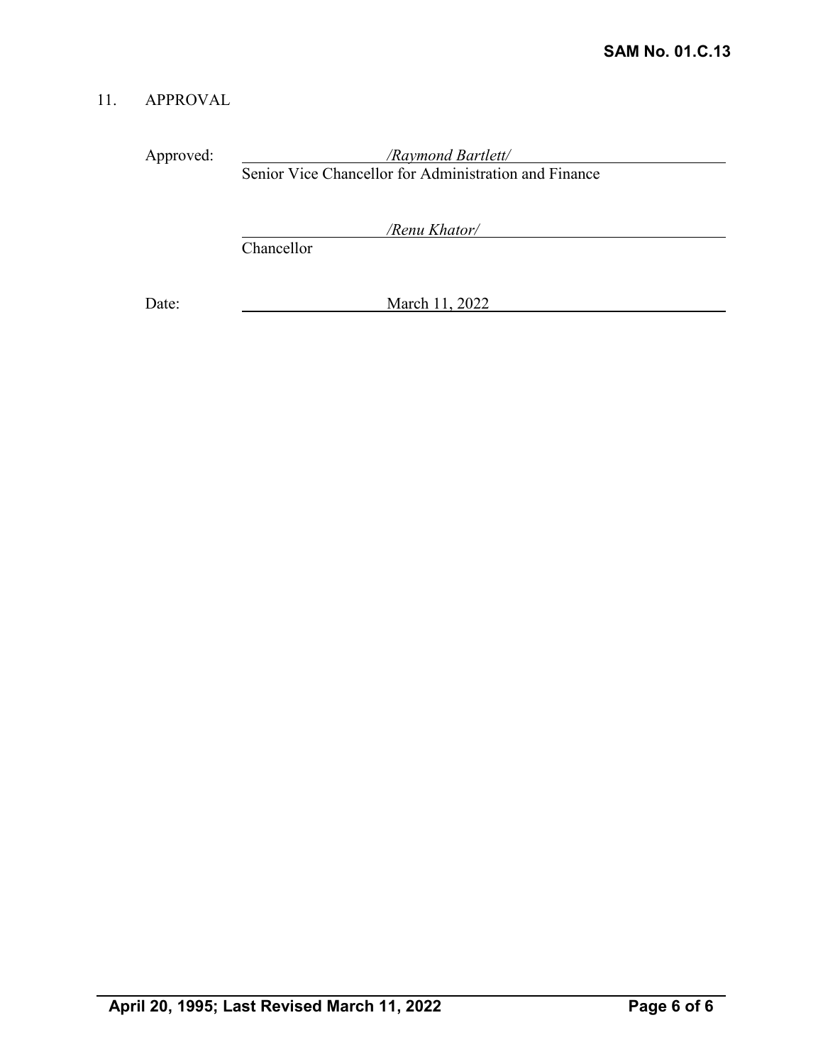## 11. APPROVAL

Approved: *[/Raymond Bartlett/](#)*

Senior Vice Chancellor for Administration and Finance

*/Renu Khator/*

Chancellor

Date: March 11, 2022

## 11. APPROVAL

Approved: */Raymond Bartlett/*

Senior Vice Chancellor for Administration and Finance

*/Renu Khator/*

Chancellor

Date: March 11, 2022